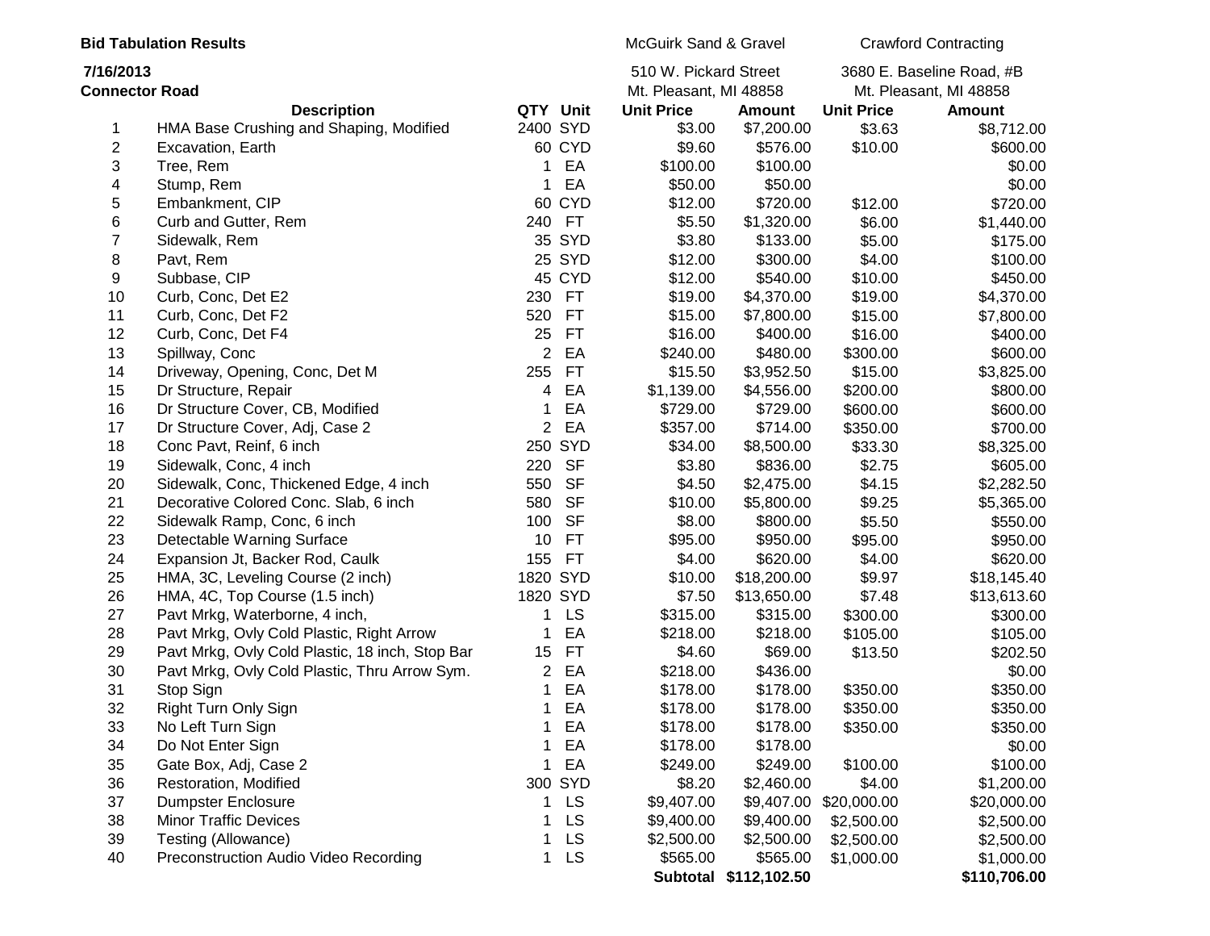**Bid Tabulation Results**

**7/16/2013**

**Connector Road**

| | Description | QTY | Unit | McGuirk Sand & Gravel<br>510 W. Pickard Street<br>Mt. Pleasant, MI 48858<br>Unit Price | Amount | Crawford Contracting<br>3680 E. Baseline Road, #B<br>Mt. Pleasant, MI 48858<br>Unit Price | Amount |
|---|---|---|---|---|---|---|---|
| 1 | HMA Base Crushing and Shaping, Modified | 2400 | SYD | $3.00 | $7,200.00 | $3.63 | $8,712.00 |
| 2 | Excavation, Earth | 60 | CYD | $9.60 | $576.00 | $10.00 | $600.00 |
| 3 | Tree, Rem | 1 | EA | $100.00 | $100.00 | | $0.00 |
| 4 | Stump, Rem | 1 | EA | $50.00 | $50.00 | | $0.00 |
| 5 | Embankment, CIP | 60 | CYD | $12.00 | $720.00 | $12.00 | $720.00 |
| 6 | Curb and Gutter, Rem | 240 | FT | $5.50 | $1,320.00 | $6.00 | $1,440.00 |
| 7 | Sidewalk, Rem | 35 | SYD | $3.80 | $133.00 | $5.00 | $175.00 |
| 8 | Pavt, Rem | 25 | SYD | $12.00 | $300.00 | $4.00 | $100.00 |
| 9 | Subbase, CIP | 45 | CYD | $12.00 | $540.00 | $10.00 | $450.00 |
| 10 | Curb, Conc, Det E2 | 230 | FT | $19.00 | $4,370.00 | $19.00 | $4,370.00 |
| 11 | Curb, Conc, Det F2 | 520 | FT | $15.00 | $7,800.00 | $15.00 | $7,800.00 |
| 12 | Curb, Conc, Det F4 | 25 | FT | $16.00 | $400.00 | $16.00 | $400.00 |
| 13 | Spillway, Conc | 2 | EA | $240.00 | $480.00 | $300.00 | $600.00 |
| 14 | Driveway, Opening, Conc, Det M | 255 | FT | $15.50 | $3,952.50 | $15.00 | $3,825.00 |
| 15 | Dr Structure, Repair | 4 | EA | $1,139.00 | $4,556.00 | $200.00 | $800.00 |
| 16 | Dr Structure Cover, CB, Modified | 1 | EA | $729.00 | $729.00 | $600.00 | $600.00 |
| 17 | Dr Structure Cover, Adj, Case 2 | 2 | EA | $357.00 | $714.00 | $350.00 | $700.00 |
| 18 | Conc Pavt, Reinf, 6 inch | 250 | SYD | $34.00 | $8,500.00 | $33.30 | $8,325.00 |
| 19 | Sidewalk, Conc, 4 inch | 220 | SF | $3.80 | $836.00 | $2.75 | $605.00 |
| 20 | Sidewalk, Conc, Thickened Edge, 4 inch | 550 | SF | $4.50 | $2,475.00 | $4.15 | $2,282.50 |
| 21 | Decorative Colored Conc. Slab, 6 inch | 580 | SF | $10.00 | $5,800.00 | $9.25 | $5,365.00 |
| 22 | Sidewalk Ramp, Conc, 6 inch | 100 | SF | $8.00 | $800.00 | $5.50 | $550.00 |
| 23 | Detectable Warning Surface | 10 | FT | $95.00 | $950.00 | $95.00 | $950.00 |
| 24 | Expansion Jt, Backer Rod, Caulk | 155 | FT | $4.00 | $620.00 | $4.00 | $620.00 |
| 25 | HMA, 3C, Leveling Course (2 inch) | 1820 | SYD | $10.00 | $18,200.00 | $9.97 | $18,145.40 |
| 26 | HMA, 4C, Top Course (1.5 inch) | 1820 | SYD | $7.50 | $13,650.00 | $7.48 | $13,613.60 |
| 27 | Pavt Mrkg, Waterborne, 4 inch, | 1 | LS | $315.00 | $315.00 | $300.00 | $300.00 |
| 28 | Pavt Mrkg, Ovly Cold Plastic, Right Arrow | 1 | EA | $218.00 | $218.00 | $105.00 | $105.00 |
| 29 | Pavt Mrkg, Ovly Cold Plastic, 18 inch, Stop Bar | 15 | FT | $4.60 | $69.00 | $13.50 | $202.50 |
| 30 | Pavt Mrkg, Ovly Cold Plastic, Thru Arrow Sym. | 2 | EA | $218.00 | $436.00 | | $0.00 |
| 31 | Stop Sign | 1 | EA | $178.00 | $178.00 | $350.00 | $350.00 |
| 32 | Right Turn Only Sign | 1 | EA | $178.00 | $178.00 | $350.00 | $350.00 |
| 33 | No Left Turn Sign | 1 | EA | $178.00 | $178.00 | $350.00 | $350.00 |
| 34 | Do Not Enter Sign | 1 | EA | $178.00 | $178.00 | | $0.00 |
| 35 | Gate Box, Adj, Case 2 | 1 | EA | $249.00 | $249.00 | $100.00 | $100.00 |
| 36 | Restoration, Modified | 300 | SYD | $8.20 | $2,460.00 | $4.00 | $1,200.00 |
| 37 | Dumpster Enclosure | 1 | LS | $9,407.00 | $9,407.00 | $20,000.00 | $20,000.00 |
| 38 | Minor Traffic Devices | 1 | LS | $9,400.00 | $9,400.00 | $2,500.00 | $2,500.00 |
| 39 | Testing (Allowance) | 1 | LS | $2,500.00 | $2,500.00 | $2,500.00 | $2,500.00 |
| 40 | Preconstruction Audio Video Recording | 1 | LS | $565.00 | $565.00 | $1,000.00 | $1,000.00 |
| | | | | **Subtotal** | **$112,102.50** | | **$110,706.00** |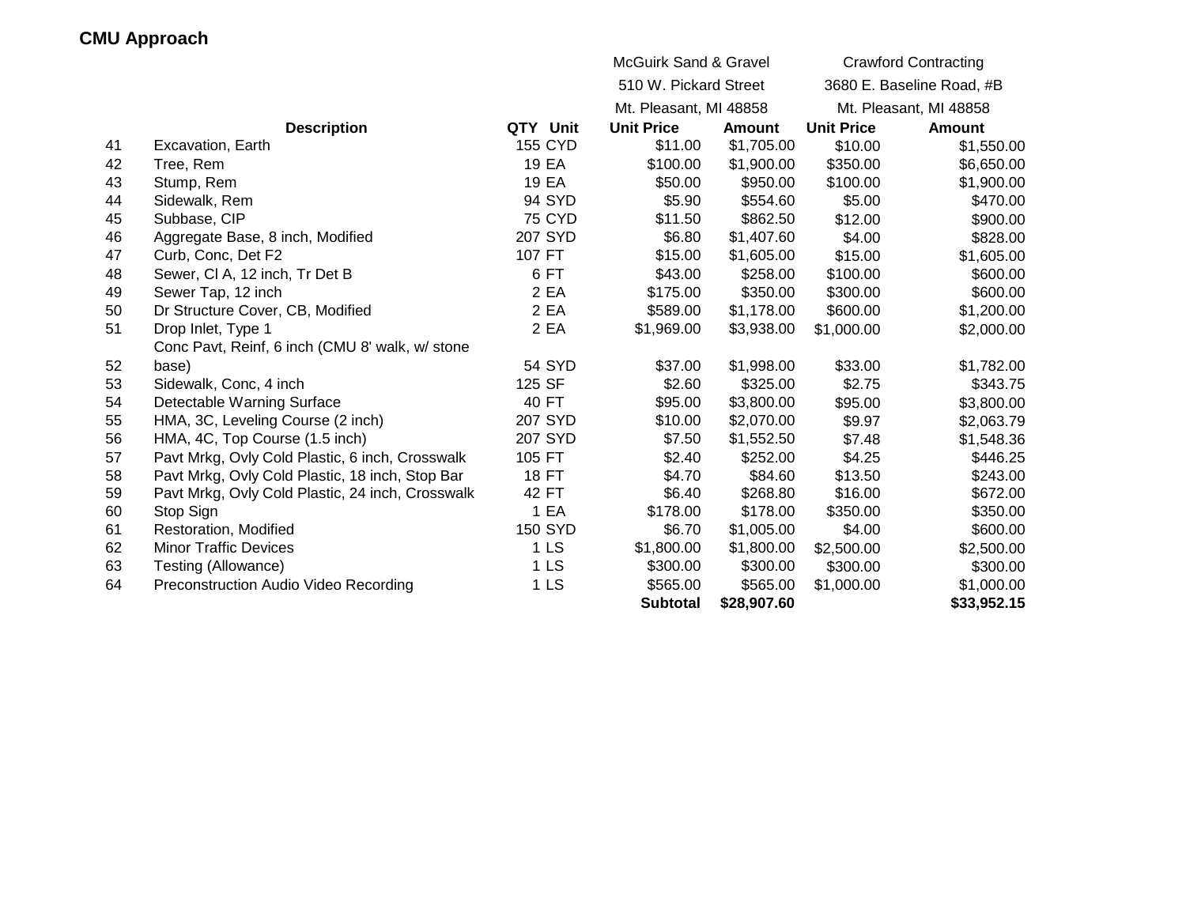## CMU Approach

| | Description | QTY | Unit | McGuirk Sand & Gravel<br>510 W. Pickard Street<br>Mt. Pleasant, MI 48858<br>Unit Price | Amount | Crawford Contracting<br>3680 E. Baseline Road, #B<br>Mt. Pleasant, MI 48858<br>Unit Price | Amount |
|---|---|---|---|---|---|---|---|
| 41 | Excavation, Earth | 155 | CYD | $11.00 | $1,705.00 | $10.00 | $1,550.00 |
| 42 | Tree, Rem | 19 | EA | $100.00 | $1,900.00 | $350.00 | $6,650.00 |
| 43 | Stump, Rem | 19 | EA | $50.00 | $950.00 | $100.00 | $1,900.00 |
| 44 | Sidewalk, Rem | 94 | SYD | $5.90 | $554.60 | $5.00 | $470.00 |
| 45 | Subbase, CIP | 75 | CYD | $11.50 | $862.50 | $12.00 | $900.00 |
| 46 | Aggregate Base, 8 inch, Modified | 207 | SYD | $6.80 | $1,407.60 | $4.00 | $828.00 |
| 47 | Curb, Conc, Det F2 | 107 | FT | $15.00 | $1,605.00 | $15.00 | $1,605.00 |
| 48 | Sewer, Cl A, 12 inch, Tr Det B | 6 | FT | $43.00 | $258.00 | $100.00 | $600.00 |
| 49 | Sewer Tap, 12 inch | 2 | EA | $175.00 | $350.00 | $300.00 | $600.00 |
| 50 | Dr Structure Cover, CB, Modified | 2 | EA | $589.00 | $1,178.00 | $600.00 | $1,200.00 |
| 51 | Drop Inlet, Type 1 | 2 | EA | $1,969.00 | $3,938.00 | $1,000.00 | $2,000.00 |
| 52 | Conc Pavt, Reinf, 6 inch (CMU 8' walk, w/ stone base) | 54 | SYD | $37.00 | $1,998.00 | $33.00 | $1,782.00 |
| 53 | Sidewalk, Conc, 4 inch | 125 | SF | $2.60 | $325.00 | $2.75 | $343.75 |
| 54 | Detectable Warning Surface | 40 | FT | $95.00 | $3,800.00 | $95.00 | $3,800.00 |
| 55 | HMA, 3C, Leveling Course (2 inch) | 207 | SYD | $10.00 | $2,070.00 | $9.97 | $2,063.79 |
| 56 | HMA, 4C, Top Course (1.5 inch) | 207 | SYD | $7.50 | $1,552.50 | $7.48 | $1,548.36 |
| 57 | Pavt Mrkg, Ovly Cold Plastic, 6 inch, Crosswalk | 105 | FT | $2.40 | $252.00 | $4.25 | $446.25 |
| 58 | Pavt Mrkg, Ovly Cold Plastic, 18 inch, Stop Bar | 18 | FT | $4.70 | $84.60 | $13.50 | $243.00 |
| 59 | Pavt Mrkg, Ovly Cold Plastic, 24 inch, Crosswalk | 42 | FT | $6.40 | $268.80 | $16.00 | $672.00 |
| 60 | Stop Sign | 1 | EA | $178.00 | $178.00 | $350.00 | $350.00 |
| 61 | Restoration, Modified | 150 | SYD | $6.70 | $1,005.00 | $4.00 | $600.00 |
| 62 | Minor Traffic Devices | 1 | LS | $1,800.00 | $1,800.00 | $2,500.00 | $2,500.00 |
| 63 | Testing (Allowance) | 1 | LS | $300.00 | $300.00 | $300.00 | $300.00 |
| 64 | Preconstruction Audio Video Recording | 1 | LS | $565.00 | $565.00 | $1,000.00 | $1,000.00 |
| | | | | **Subtotal** | **$28,907.60** | | **$33,952.15** |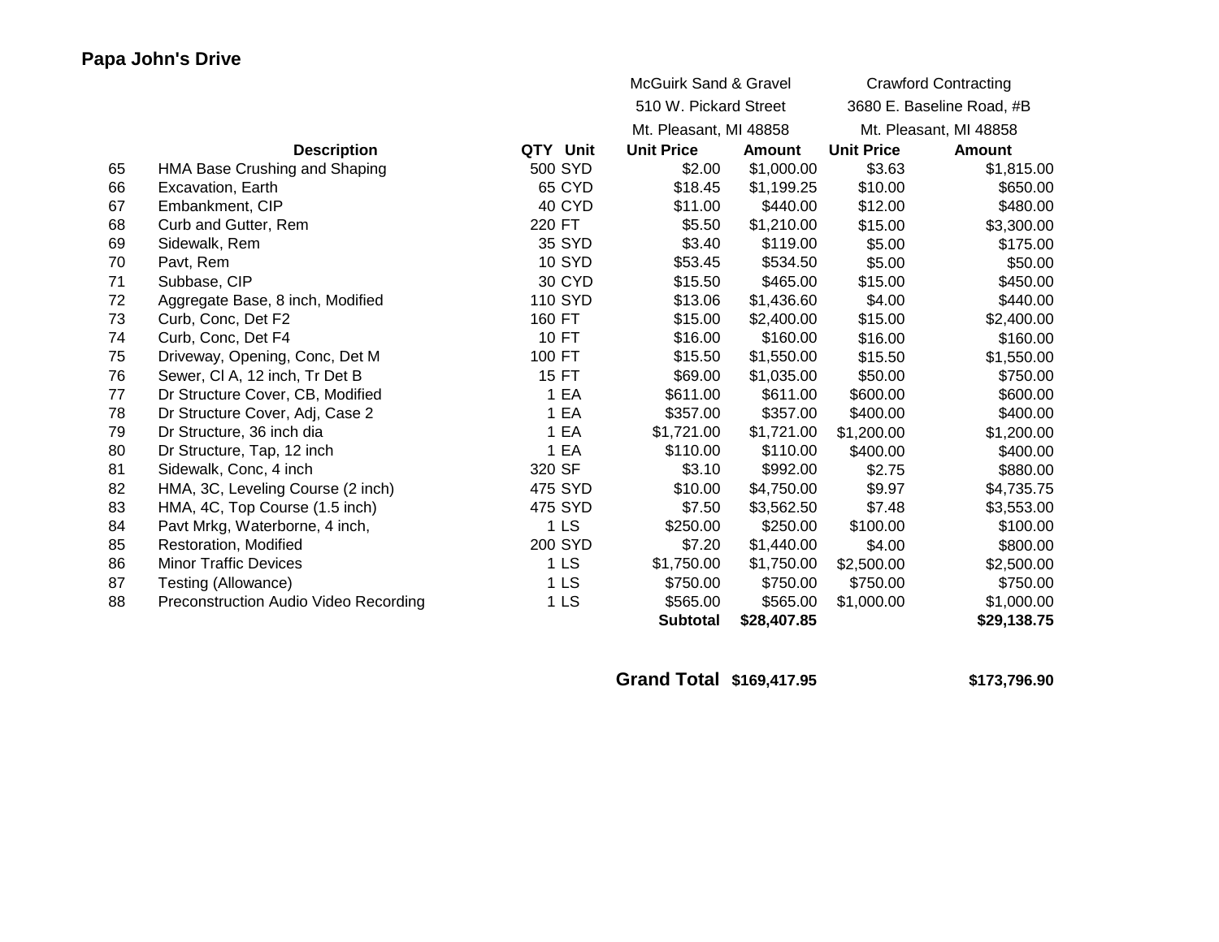**Papa John's Drive**

| | Description | QTY | Unit | McGuirk Sand & Gravel<br>510 W. Pickard Street<br>Mt. Pleasant, MI 48858<br>Unit Price | Amount | Crawford Contracting<br>3680 E. Baseline Road, #B<br>Mt. Pleasant, MI 48858<br>Unit Price | Amount |
|---|---|---|---|---|---|---|---|
| 65 | HMA Base Crushing and Shaping | 500 | SYD | $2.00 | $1,000.00 | $3.63 | $1,815.00 |
| 66 | Excavation, Earth | 65 | CYD | $18.45 | $1,199.25 | $10.00 | $650.00 |
| 67 | Embankment, CIP | 40 | CYD | $11.00 | $440.00 | $12.00 | $480.00 |
| 68 | Curb and Gutter, Rem | 220 | FT | $5.50 | $1,210.00 | $15.00 | $3,300.00 |
| 69 | Sidewalk, Rem | 35 | SYD | $3.40 | $119.00 | $5.00 | $175.00 |
| 70 | Pavt, Rem | 10 | SYD | $53.45 | $534.50 | $5.00 | $50.00 |
| 71 | Subbase, CIP | 30 | CYD | $15.50 | $465.00 | $15.00 | $450.00 |
| 72 | Aggregate Base, 8 inch, Modified | 110 | SYD | $13.06 | $1,436.60 | $4.00 | $440.00 |
| 73 | Curb, Conc, Det F2 | 160 | FT | $15.00 | $2,400.00 | $15.00 | $2,400.00 |
| 74 | Curb, Conc, Det F4 | 10 | FT | $16.00 | $160.00 | $16.00 | $160.00 |
| 75 | Driveway, Opening, Conc, Det M | 100 | FT | $15.50 | $1,550.00 | $15.50 | $1,550.00 |
| 76 | Sewer, Cl A, 12 inch, Tr Det B | 15 | FT | $69.00 | $1,035.00 | $50.00 | $750.00 |
| 77 | Dr Structure Cover, CB, Modified | 1 | EA | $611.00 | $611.00 | $600.00 | $600.00 |
| 78 | Dr Structure Cover, Adj, Case 2 | 1 | EA | $357.00 | $357.00 | $400.00 | $400.00 |
| 79 | Dr Structure, 36 inch dia | 1 | EA | $1,721.00 | $1,721.00 | $1,200.00 | $1,200.00 |
| 80 | Dr Structure, Tap, 12 inch | 1 | EA | $110.00 | $110.00 | $400.00 | $400.00 |
| 81 | Sidewalk, Conc, 4 inch | 320 | SF | $3.10 | $992.00 | $2.75 | $880.00 |
| 82 | HMA, 3C, Leveling Course (2 inch) | 475 | SYD | $10.00 | $4,750.00 | $9.97 | $4,735.75 |
| 83 | HMA, 4C, Top Course (1.5 inch) | 475 | SYD | $7.50 | $3,562.50 | $7.48 | $3,553.00 |
| 84 | Pavt Mrkg, Waterborne, 4 inch, | 1 | LS | $250.00 | $250.00 | $100.00 | $100.00 |
| 85 | Restoration, Modified | 200 | SYD | $7.20 | $1,440.00 | $4.00 | $800.00 |
| 86 | Minor Traffic Devices | 1 | LS | $1,750.00 | $1,750.00 | $2,500.00 | $2,500.00 |
| 87 | Testing (Allowance) | 1 | LS | $750.00 | $750.00 | $750.00 | $750.00 |
| 88 | Preconstruction Audio Video Recording | 1 | LS | $565.00 | $565.00 | $1,000.00 | $1,000.00 |
| | | | | **Subtotal** | **$28,407.85** | | **$29,138.75** |
| | | | | **Grand Total** | **$169,417.95** | | **$173,796.90** |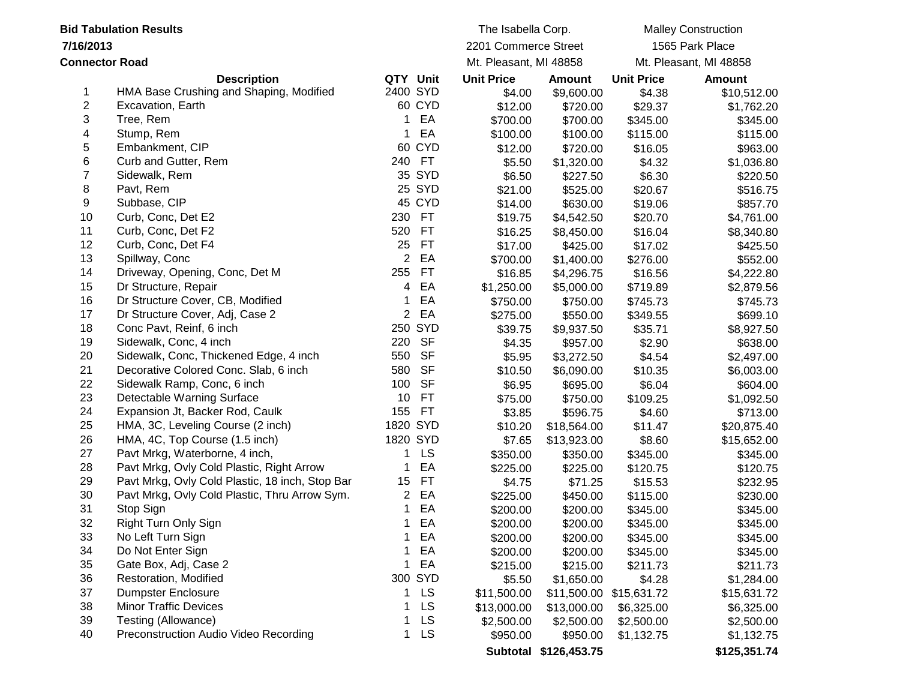**Bid Tabulation Results**

**7/16/2013**

**Connector Road**

| | **Description** | **QTY** | **Unit** | **Unit Price** | **Amount** | **Unit Price** | **Amount** |
|---|---|---|---|---|---|---|---|
| | | | | The Isabella Corp. | | Malley Construction | |
| | | | | 2201 Commerce Street | | 1565 Park Place | |
| | | | | Mt. Pleasant, MI 48858 | | Mt. Pleasant, MI 48858 | |
| 1 | HMA Base Crushing and Shaping, Modified | 2400 | SYD | $4.00 | $9,600.00 | $4.38 | $10,512.00 |
| 2 | Excavation, Earth | 60 | CYD | $12.00 | $720.00 | $29.37 | $1,762.20 |
| 3 | Tree, Rem | 1 | EA | $700.00 | $700.00 | $345.00 | $345.00 |
| 4 | Stump, Rem | 1 | EA | $100.00 | $100.00 | $115.00 | $115.00 |
| 5 | Embankment, CIP | 60 | CYD | $12.00 | $720.00 | $16.05 | $963.00 |
| 6 | Curb and Gutter, Rem | 240 | FT | $5.50 | $1,320.00 | $4.32 | $1,036.80 |
| 7 | Sidewalk, Rem | 35 | SYD | $6.50 | $227.50 | $6.30 | $220.50 |
| 8 | Pavt, Rem | 25 | SYD | $21.00 | $525.00 | $20.67 | $516.75 |
| 9 | Subbase, CIP | 45 | CYD | $14.00 | $630.00 | $19.06 | $857.70 |
| 10 | Curb, Conc, Det E2 | 230 | FT | $19.75 | $4,542.50 | $20.70 | $4,761.00 |
| 11 | Curb, Conc, Det F2 | 520 | FT | $16.25 | $8,450.00 | $16.04 | $8,340.80 |
| 12 | Curb, Conc, Det F4 | 25 | FT | $17.00 | $425.00 | $17.02 | $425.50 |
| 13 | Spillway, Conc | 2 | EA | $700.00 | $1,400.00 | $276.00 | $552.00 |
| 14 | Driveway, Opening, Conc, Det M | 255 | FT | $16.85 | $4,296.75 | $16.56 | $4,222.80 |
| 15 | Dr Structure, Repair | 4 | EA | $1,250.00 | $5,000.00 | $719.89 | $2,879.56 |
| 16 | Dr Structure Cover, CB, Modified | 1 | EA | $750.00 | $750.00 | $745.73 | $745.73 |
| 17 | Dr Structure Cover, Adj, Case 2 | 2 | EA | $275.00 | $550.00 | $349.55 | $699.10 |
| 18 | Conc Pavt, Reinf, 6 inch | 250 | SYD | $39.75 | $9,937.50 | $35.71 | $8,927.50 |
| 19 | Sidewalk, Conc, 4 inch | 220 | SF | $4.35 | $957.00 | $2.90 | $638.00 |
| 20 | Sidewalk, Conc, Thickened Edge, 4 inch | 550 | SF | $5.95 | $3,272.50 | $4.54 | $2,497.00 |
| 21 | Decorative Colored Conc. Slab, 6 inch | 580 | SF | $10.50 | $6,090.00 | $10.35 | $6,003.00 |
| 22 | Sidewalk Ramp, Conc, 6 inch | 100 | SF | $6.95 | $695.00 | $6.04 | $604.00 |
| 23 | Detectable Warning Surface | 10 | FT | $75.00 | $750.00 | $109.25 | $1,092.50 |
| 24 | Expansion Jt, Backer Rod, Caulk | 155 | FT | $3.85 | $596.75 | $4.60 | $713.00 |
| 25 | HMA, 3C, Leveling Course (2 inch) | 1820 | SYD | $10.20 | $18,564.00 | $11.47 | $20,875.40 |
| 26 | HMA, 4C, Top Course (1.5 inch) | 1820 | SYD | $7.65 | $13,923.00 | $8.60 | $15,652.00 |
| 27 | Pavt Mrkg, Waterborne, 4 inch, | 1 | LS | $350.00 | $350.00 | $345.00 | $345.00 |
| 28 | Pavt Mrkg, Ovly Cold Plastic, Right Arrow | 1 | EA | $225.00 | $225.00 | $120.75 | $120.75 |
| 29 | Pavt Mrkg, Ovly Cold Plastic, 18 inch, Stop Bar | 15 | FT | $4.75 | $71.25 | $15.53 | $232.95 |
| 30 | Pavt Mrkg, Ovly Cold Plastic, Thru Arrow Sym. | 2 | EA | $225.00 | $450.00 | $115.00 | $230.00 |
| 31 | Stop Sign | 1 | EA | $200.00 | $200.00 | $345.00 | $345.00 |
| 32 | Right Turn Only Sign | 1 | EA | $200.00 | $200.00 | $345.00 | $345.00 |
| 33 | No Left Turn Sign | 1 | EA | $200.00 | $200.00 | $345.00 | $345.00 |
| 34 | Do Not Enter Sign | 1 | EA | $200.00 | $200.00 | $345.00 | $345.00 |
| 35 | Gate Box, Adj, Case 2 | 1 | EA | $215.00 | $215.00 | $211.73 | $211.73 |
| 36 | Restoration, Modified | 300 | SYD | $5.50 | $1,650.00 | $4.28 | $1,284.00 |
| 37 | Dumpster Enclosure | 1 | LS | $11,500.00 | $11,500.00 | $15,631.72 | $15,631.72 |
| 38 | Minor Traffic Devices | 1 | LS | $13,000.00 | $13,000.00 | $6,325.00 | $6,325.00 |
| 39 | Testing (Allowance) | 1 | LS | $2,500.00 | $2,500.00 | $2,500.00 | $2,500.00 |
| 40 | Preconstruction Audio Video Recording | 1 | LS | $950.00 | $950.00 | $1,132.75 | $1,132.75 |
| | | | | **Subtotal** | **$126,453.75** | | **$125,351.74** |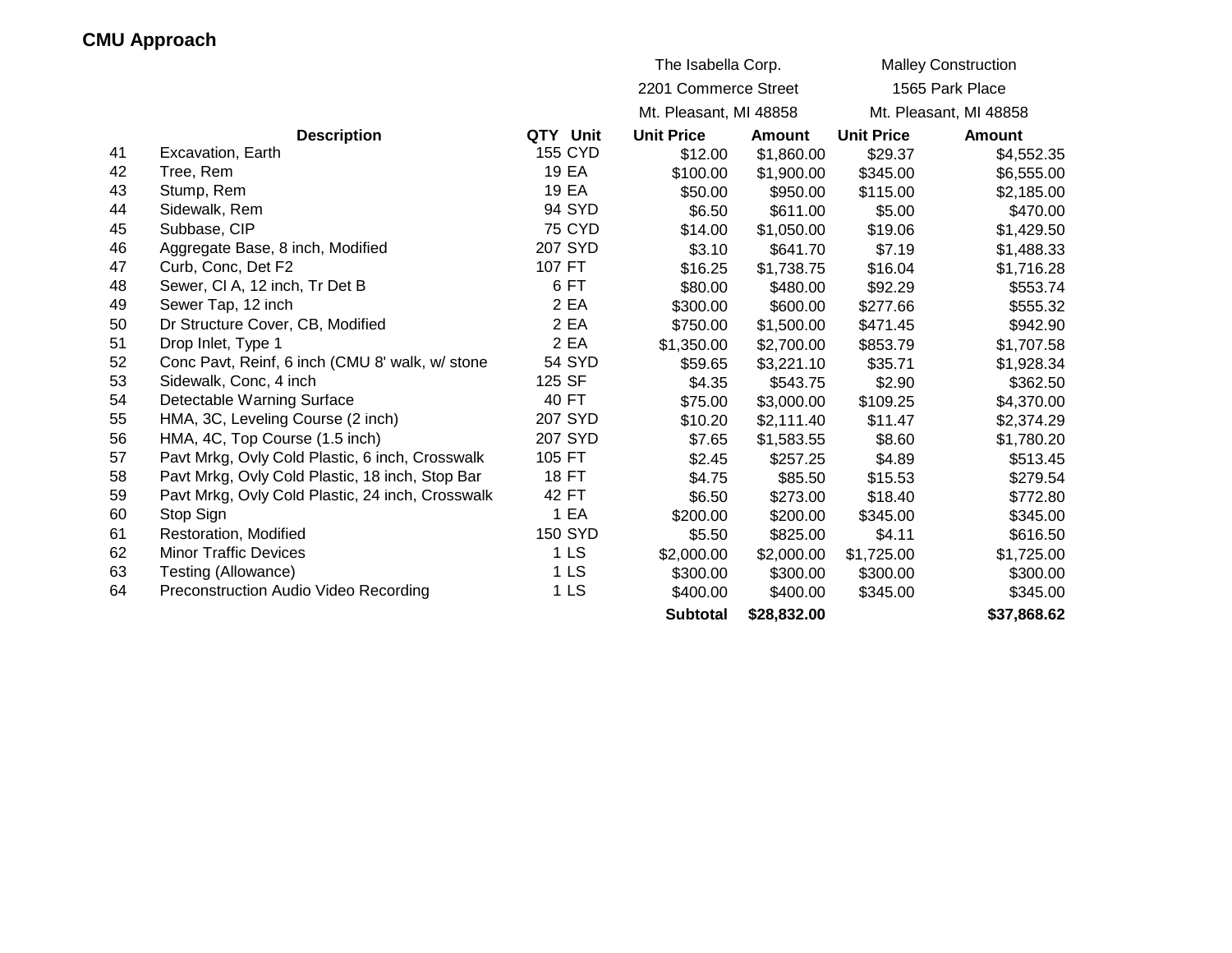## CMU Approach

| | Description | QTY | Unit | The Isabella Corp.<br>2201 Commerce Street<br>Mt. Pleasant, MI 48858<br>Unit Price | <br><br><br>Amount | Malley Construction<br>1565 Park Place<br>Mt. Pleasant, MI 48858<br>Unit Price | <br><br><br>Amount |
|---|---|---|---|---|---|---|---|
| 41 | Excavation, Earth | 155 | CYD | $12.00 | $1,860.00 | $29.37 | $4,552.35 |
| 42 | Tree, Rem | 19 | EA | $100.00 | $1,900.00 | $345.00 | $6,555.00 |
| 43 | Stump, Rem | 19 | EA | $50.00 | $950.00 | $115.00 | $2,185.00 |
| 44 | Sidewalk, Rem | 94 | SYD | $6.50 | $611.00 | $5.00 | $470.00 |
| 45 | Subbase, CIP | 75 | CYD | $14.00 | $1,050.00 | $19.06 | $1,429.50 |
| 46 | Aggregate Base, 8 inch, Modified | 207 | SYD | $3.10 | $641.70 | $7.19 | $1,488.33 |
| 47 | Curb, Conc, Det F2 | 107 | FT | $16.25 | $1,738.75 | $16.04 | $1,716.28 |
| 48 | Sewer, Cl A, 12 inch, Tr Det B | 6 | FT | $80.00 | $480.00 | $92.29 | $553.74 |
| 49 | Sewer Tap, 12 inch | 2 | EA | $300.00 | $600.00 | $277.66 | $555.32 |
| 50 | Dr Structure Cover, CB, Modified | 2 | EA | $750.00 | $1,500.00 | $471.45 | $942.90 |
| 51 | Drop Inlet, Type 1 | 2 | EA | $1,350.00 | $2,700.00 | $853.79 | $1,707.58 |
| 52 | Conc Pavt, Reinf, 6 inch (CMU 8' walk, w/ stone | 54 | SYD | $59.65 | $3,221.10 | $35.71 | $1,928.34 |
| 53 | Sidewalk, Conc, 4 inch | 125 | SF | $4.35 | $543.75 | $2.90 | $362.50 |
| 54 | Detectable Warning Surface | 40 | FT | $75.00 | $3,000.00 | $109.25 | $4,370.00 |
| 55 | HMA, 3C, Leveling Course (2 inch) | 207 | SYD | $10.20 | $2,111.40 | $11.47 | $2,374.29 |
| 56 | HMA, 4C, Top Course (1.5 inch) | 207 | SYD | $7.65 | $1,583.55 | $8.60 | $1,780.20 |
| 57 | Pavt Mrkg, Ovly Cold Plastic, 6 inch, Crosswalk | 105 | FT | $2.45 | $257.25 | $4.89 | $513.45 |
| 58 | Pavt Mrkg, Ovly Cold Plastic, 18 inch, Stop Bar | 18 | FT | $4.75 | $85.50 | $15.53 | $279.54 |
| 59 | Pavt Mrkg, Ovly Cold Plastic, 24 inch, Crosswalk | 42 | FT | $6.50 | $273.00 | $18.40 | $772.80 |
| 60 | Stop Sign | 1 | EA | $200.00 | $200.00 | $345.00 | $345.00 |
| 61 | Restoration, Modified | 150 | SYD | $5.50 | $825.00 | $4.11 | $616.50 |
| 62 | Minor Traffic Devices | 1 | LS | $2,000.00 | $2,000.00 | $1,725.00 | $1,725.00 |
| 63 | Testing (Allowance) | 1 | LS | $300.00 | $300.00 | $300.00 | $300.00 |
| 64 | Preconstruction Audio Video Recording | 1 | LS | $400.00 | $400.00 | $345.00 | $345.00 |
| | | | | **Subtotal** | **$28,832.00** | | **$37,868.62** |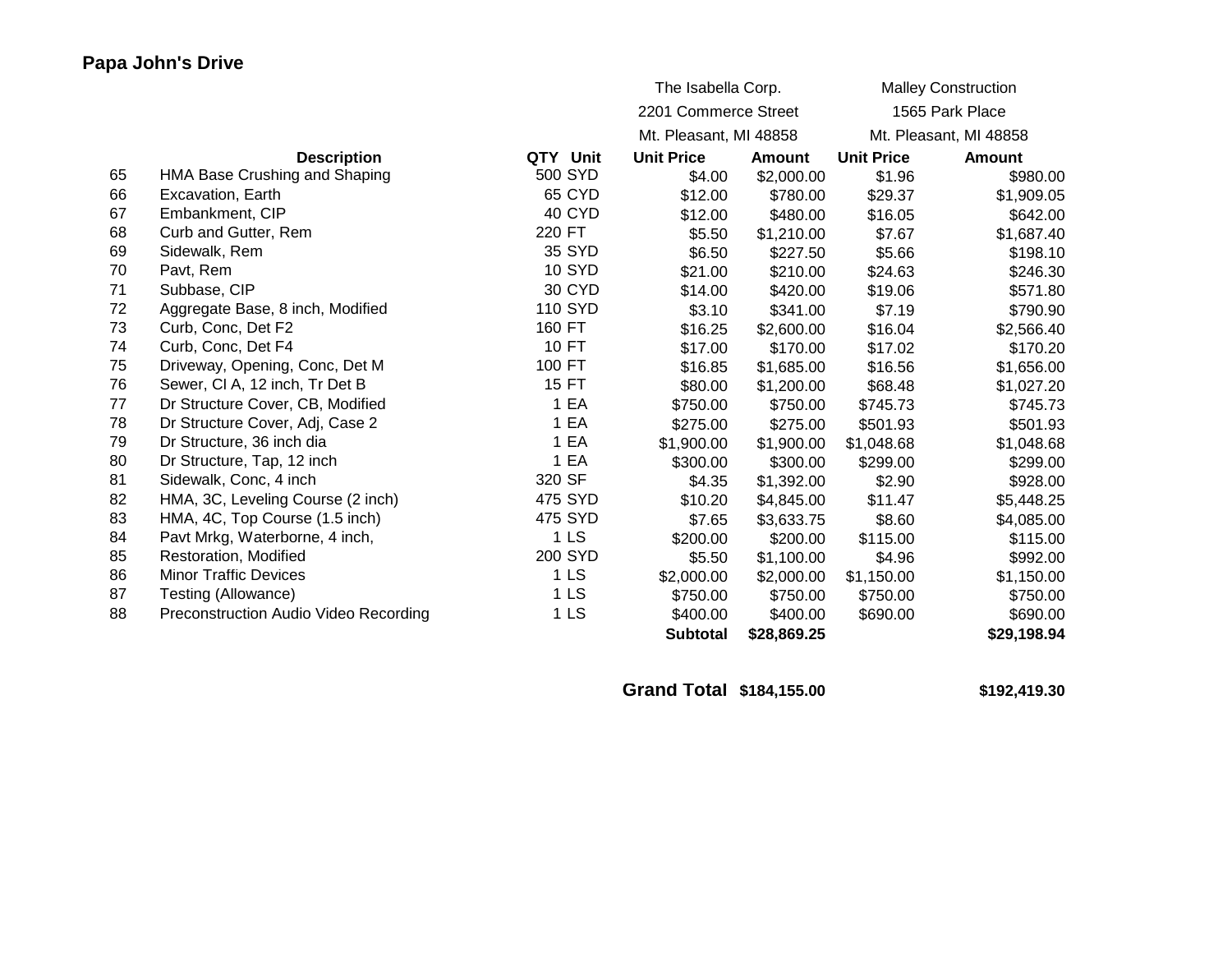# Papa John's Drive

| | | | | The Isabella Corp. | | Malley Construction | |
|---|---|---|---|---|---|---|---|
| | | | | 2201 Commerce Street | | 1565 Park Place | |
| | | | | Mt. Pleasant, MI 48858 | | Mt. Pleasant, MI 48858 | |
| | **Description** | **QTY** | **Unit** | **Unit Price** | **Amount** | **Unit Price** | **Amount** |
| 65 | HMA Base Crushing and Shaping | 500 | SYD | $4.00 | $2,000.00 | $1.96 | $980.00 |
| 66 | Excavation, Earth | 65 | CYD | $12.00 | $780.00 | $29.37 | $1,909.05 |
| 67 | Embankment, CIP | 40 | CYD | $12.00 | $480.00 | $16.05 | $642.00 |
| 68 | Curb and Gutter, Rem | 220 | FT | $5.50 | $1,210.00 | $7.67 | $1,687.40 |
| 69 | Sidewalk, Rem | 35 | SYD | $6.50 | $227.50 | $5.66 | $198.10 |
| 70 | Pavt, Rem | 10 | SYD | $21.00 | $210.00 | $24.63 | $246.30 |
| 71 | Subbase, CIP | 30 | CYD | $14.00 | $420.00 | $19.06 | $571.80 |
| 72 | Aggregate Base, 8 inch, Modified | 110 | SYD | $3.10 | $341.00 | $7.19 | $790.90 |
| 73 | Curb, Conc, Det F2 | 160 | FT | $16.25 | $2,600.00 | $16.04 | $2,566.40 |
| 74 | Curb, Conc, Det F4 | 10 | FT | $17.00 | $170.00 | $17.02 | $170.20 |
| 75 | Driveway, Opening, Conc, Det M | 100 | FT | $16.85 | $1,685.00 | $16.56 | $1,656.00 |
| 76 | Sewer, Cl A, 12 inch, Tr Det B | 15 | FT | $80.00 | $1,200.00 | $68.48 | $1,027.20 |
| 77 | Dr Structure Cover, CB, Modified | 1 | EA | $750.00 | $750.00 | $745.73 | $745.73 |
| 78 | Dr Structure Cover, Adj, Case 2 | 1 | EA | $275.00 | $275.00 | $501.93 | $501.93 |
| 79 | Dr Structure, 36 inch dia | 1 | EA | $1,900.00 | $1,900.00 | $1,048.68 | $1,048.68 |
| 80 | Dr Structure, Tap, 12 inch | 1 | EA | $300.00 | $300.00 | $299.00 | $299.00 |
| 81 | Sidewalk, Conc, 4 inch | 320 | SF | $4.35 | $1,392.00 | $2.90 | $928.00 |
| 82 | HMA, 3C, Leveling Course (2 inch) | 475 | SYD | $10.20 | $4,845.00 | $11.47 | $5,448.25 |
| 83 | HMA, 4C, Top Course (1.5 inch) | 475 | SYD | $7.65 | $3,633.75 | $8.60 | $4,085.00 |
| 84 | Pavt Mrkg, Waterborne, 4 inch, | 1 | LS | $200.00 | $200.00 | $115.00 | $115.00 |
| 85 | Restoration, Modified | 200 | SYD | $5.50 | $1,100.00 | $4.96 | $992.00 |
| 86 | Minor Traffic Devices | 1 | LS | $2,000.00 | $2,000.00 | $1,150.00 | $1,150.00 |
| 87 | Testing (Allowance) | 1 | LS | $750.00 | $750.00 | $750.00 | $750.00 |
| 88 | Preconstruction Audio Video Recording | 1 | LS | $400.00 | $400.00 | $690.00 | $690.00 |
| | | | | **Subtotal** | **$28,869.25** | | **$29,198.94** |
| | | | | **Grand Total** | **$184,155.00** | | **$192,419.30** |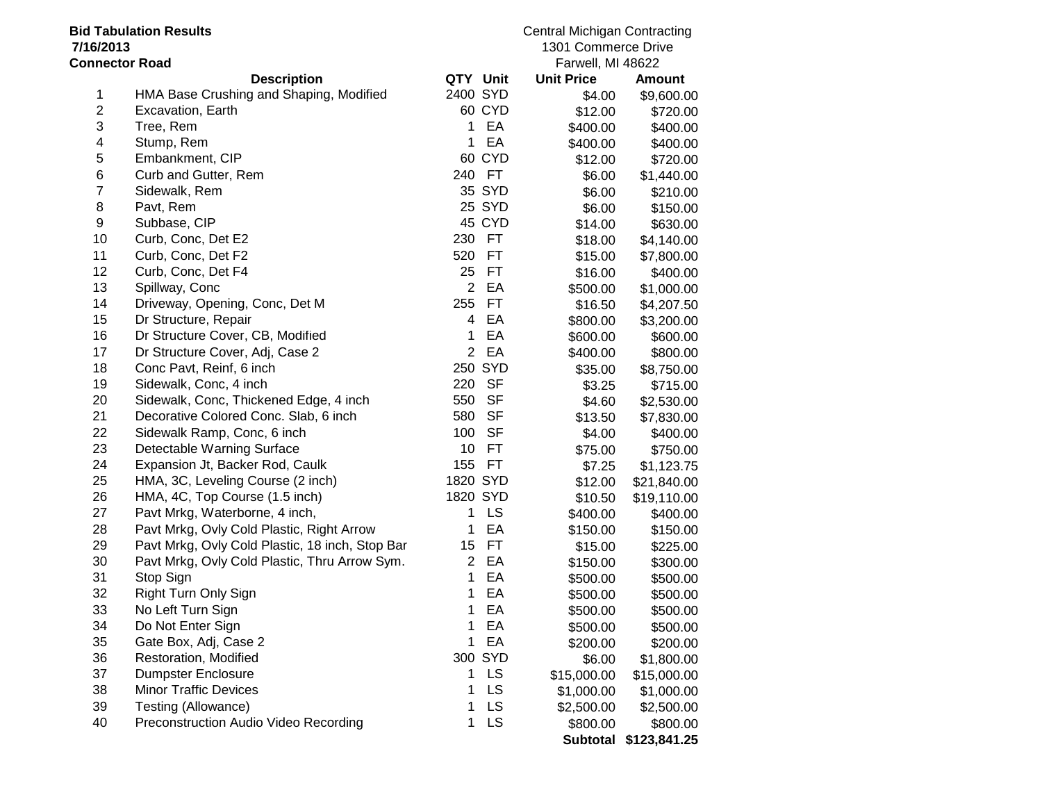**Bid Tabulation Results**
**7/16/2013**
**Connector Road**

Central Michigan Contracting
1301 Commerce Drive
Farwell, MI 48622

| | Description | QTY | Unit | Unit Price | Amount |
|---|---|---|---|---|---|
| 1 | HMA Base Crushing and Shaping, Modified | 2400 | SYD | $4.00 | $9,600.00 |
| 2 | Excavation, Earth | 60 | CYD | $12.00 | $720.00 |
| 3 | Tree, Rem | 1 | EA | $400.00 | $400.00 |
| 4 | Stump, Rem | 1 | EA | $400.00 | $400.00 |
| 5 | Embankment, CIP | 60 | CYD | $12.00 | $720.00 |
| 6 | Curb and Gutter, Rem | 240 | FT | $6.00 | $1,440.00 |
| 7 | Sidewalk, Rem | 35 | SYD | $6.00 | $210.00 |
| 8 | Pavt, Rem | 25 | SYD | $6.00 | $150.00 |
| 9 | Subbase, CIP | 45 | CYD | $14.00 | $630.00 |
| 10 | Curb, Conc, Det E2 | 230 | FT | $18.00 | $4,140.00 |
| 11 | Curb, Conc, Det F2 | 520 | FT | $15.00 | $7,800.00 |
| 12 | Curb, Conc, Det F4 | 25 | FT | $16.00 | $400.00 |
| 13 | Spillway, Conc | 2 | EA | $500.00 | $1,000.00 |
| 14 | Driveway, Opening, Conc, Det M | 255 | FT | $16.50 | $4,207.50 |
| 15 | Dr Structure, Repair | 4 | EA | $800.00 | $3,200.00 |
| 16 | Dr Structure Cover, CB, Modified | 1 | EA | $600.00 | $600.00 |
| 17 | Dr Structure Cover, Adj, Case 2 | 2 | EA | $400.00 | $800.00 |
| 18 | Conc Pavt, Reinf, 6 inch | 250 | SYD | $35.00 | $8,750.00 |
| 19 | Sidewalk, Conc, 4 inch | 220 | SF | $3.25 | $715.00 |
| 20 | Sidewalk, Conc, Thickened Edge, 4 inch | 550 | SF | $4.60 | $2,530.00 |
| 21 | Decorative Colored Conc. Slab, 6 inch | 580 | SF | $13.50 | $7,830.00 |
| 22 | Sidewalk Ramp, Conc, 6 inch | 100 | SF | $4.00 | $400.00 |
| 23 | Detectable Warning Surface | 10 | FT | $75.00 | $750.00 |
| 24 | Expansion Jt, Backer Rod, Caulk | 155 | FT | $7.25 | $1,123.75 |
| 25 | HMA, 3C, Leveling Course (2 inch) | 1820 | SYD | $12.00 | $21,840.00 |
| 26 | HMA, 4C, Top Course (1.5 inch) | 1820 | SYD | $10.50 | $19,110.00 |
| 27 | Pavt Mrkg, Waterborne, 4 inch, | 1 | LS | $400.00 | $400.00 |
| 28 | Pavt Mrkg, Ovly Cold Plastic, Right Arrow | 1 | EA | $150.00 | $150.00 |
| 29 | Pavt Mrkg, Ovly Cold Plastic, 18 inch, Stop Bar | 15 | FT | $15.00 | $225.00 |
| 30 | Pavt Mrkg, Ovly Cold Plastic, Thru Arrow Sym. | 2 | EA | $150.00 | $300.00 |
| 31 | Stop Sign | 1 | EA | $500.00 | $500.00 |
| 32 | Right Turn Only Sign | 1 | EA | $500.00 | $500.00 |
| 33 | No Left Turn Sign | 1 | EA | $500.00 | $500.00 |
| 34 | Do Not Enter Sign | 1 | EA | $500.00 | $500.00 |
| 35 | Gate Box, Adj, Case 2 | 1 | EA | $200.00 | $200.00 |
| 36 | Restoration, Modified | 300 | SYD | $6.00 | $1,800.00 |
| 37 | Dumpster Enclosure | 1 | LS | $15,000.00 | $15,000.00 |
| 38 | Minor Traffic Devices | 1 | LS | $1,000.00 | $1,000.00 |
| 39 | Testing (Allowance) | 1 | LS | $2,500.00 | $2,500.00 |
| 40 | Preconstruction Audio Video Recording | 1 | LS | $800.00 | $800.00 |
| | | | | **Subtotal** | **$123,841.25** |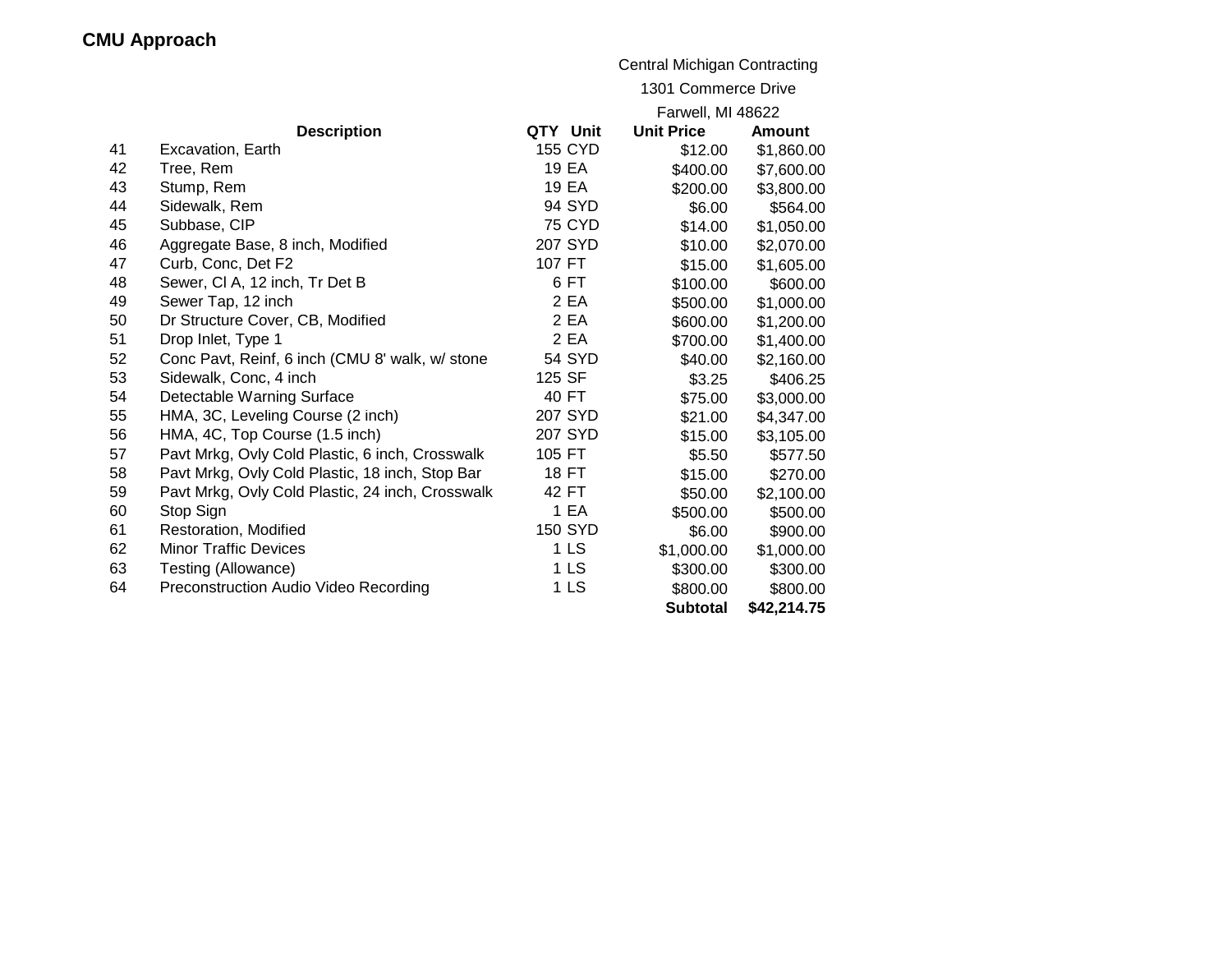# CMU Approach

Central Michigan Contracting
1301 Commerce Drive
Farwell, MI 48622

| | Description | QTY | Unit | Unit Price | Amount |
|---|---|---|---|---|---|
| 41 | Excavation, Earth | 155 | CYD | $12.00 | $1,860.00 |
| 42 | Tree, Rem | 19 | EA | $400.00 | $7,600.00 |
| 43 | Stump, Rem | 19 | EA | $200.00 | $3,800.00 |
| 44 | Sidewalk, Rem | 94 | SYD | $6.00 | $564.00 |
| 45 | Subbase, CIP | 75 | CYD | $14.00 | $1,050.00 |
| 46 | Aggregate Base, 8 inch, Modified | 207 | SYD | $10.00 | $2,070.00 |
| 47 | Curb, Conc, Det F2 | 107 | FT | $15.00 | $1,605.00 |
| 48 | Sewer, Cl A, 12 inch, Tr Det B | 6 | FT | $100.00 | $600.00 |
| 49 | Sewer Tap, 12 inch | 2 | EA | $500.00 | $1,000.00 |
| 50 | Dr Structure Cover, CB, Modified | 2 | EA | $600.00 | $1,200.00 |
| 51 | Drop Inlet, Type 1 | 2 | EA | $700.00 | $1,400.00 |
| 52 | Conc Pavt, Reinf, 6 inch (CMU 8' walk, w/ stone | 54 | SYD | $40.00 | $2,160.00 |
| 53 | Sidewalk, Conc, 4 inch | 125 | SF | $3.25 | $406.25 |
| 54 | Detectable Warning Surface | 40 | FT | $75.00 | $3,000.00 |
| 55 | HMA, 3C, Leveling Course (2 inch) | 207 | SYD | $21.00 | $4,347.00 |
| 56 | HMA, 4C, Top Course (1.5 inch) | 207 | SYD | $15.00 | $3,105.00 |
| 57 | Pavt Mrkg, Ovly Cold Plastic, 6 inch, Crosswalk | 105 | FT | $5.50 | $577.50 |
| 58 | Pavt Mrkg, Ovly Cold Plastic, 18 inch, Stop Bar | 18 | FT | $15.00 | $270.00 |
| 59 | Pavt Mrkg, Ovly Cold Plastic, 24 inch, Crosswalk | 42 | FT | $50.00 | $2,100.00 |
| 60 | Stop Sign | 1 | EA | $500.00 | $500.00 |
| 61 | Restoration, Modified | 150 | SYD | $6.00 | $900.00 |
| 62 | Minor Traffic Devices | 1 | LS | $1,000.00 | $1,000.00 |
| 63 | Testing (Allowance) | 1 | LS | $300.00 | $300.00 |
| 64 | Preconstruction Audio Video Recording | 1 | LS | $800.00 | $800.00 |
| | | | | **Subtotal** | **$42,214.75** |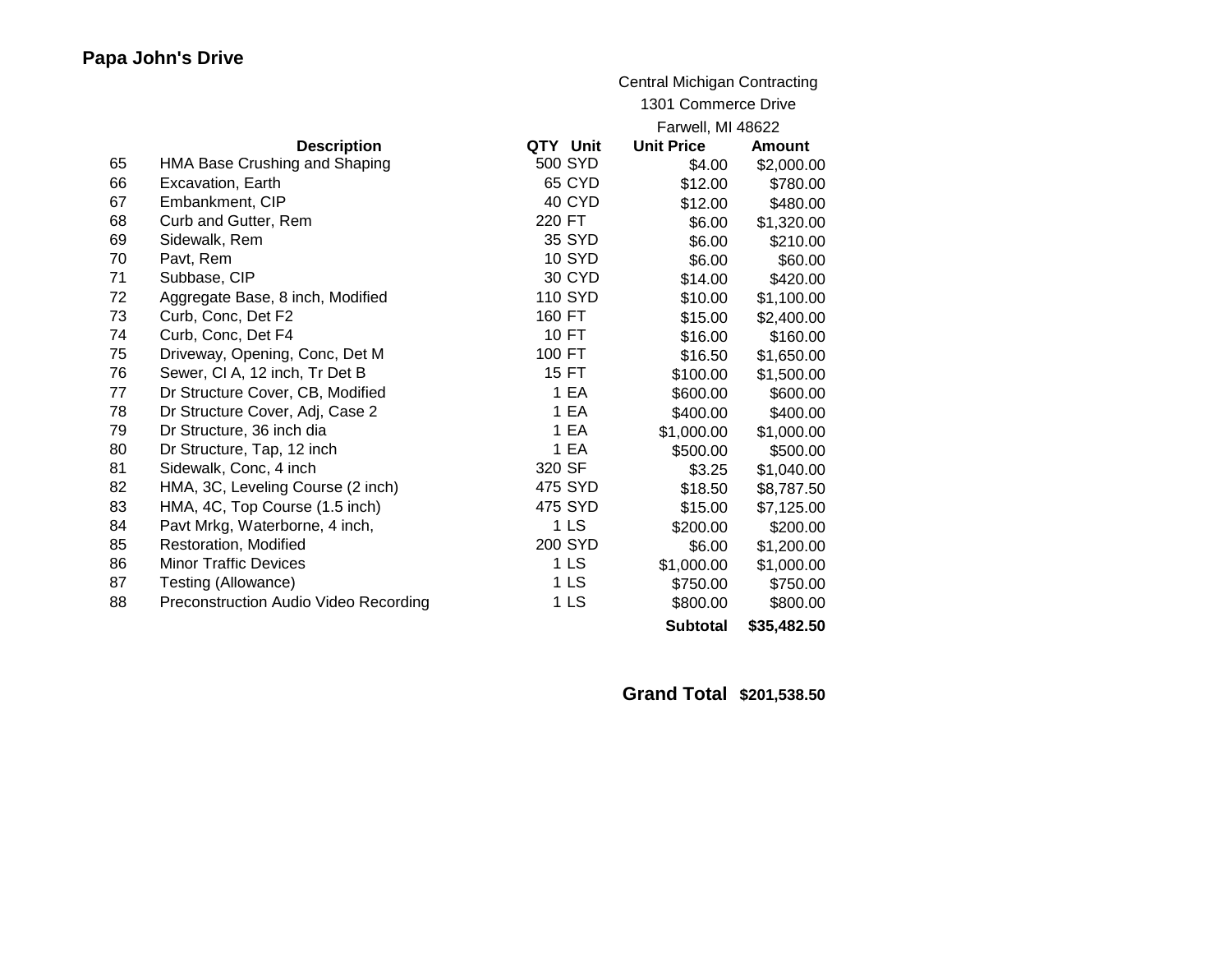**Papa John's Drive**

Central Michigan Contracting
1301 Commerce Drive
Farwell, MI 48622

| | Description | QTY | Unit | Unit Price | Amount |
|---|---|---|---|---|---|
| 65 | HMA Base Crushing and Shaping | 500 | SYD | $4.00 | $2,000.00 |
| 66 | Excavation, Earth | 65 | CYD | $12.00 | $780.00 |
| 67 | Embankment, CIP | 40 | CYD | $12.00 | $480.00 |
| 68 | Curb and Gutter, Rem | 220 | FT | $6.00 | $1,320.00 |
| 69 | Sidewalk, Rem | 35 | SYD | $6.00 | $210.00 |
| 70 | Pavt, Rem | 10 | SYD | $6.00 | $60.00 |
| 71 | Subbase, CIP | 30 | CYD | $14.00 | $420.00 |
| 72 | Aggregate Base, 8 inch, Modified | 110 | SYD | $10.00 | $1,100.00 |
| 73 | Curb, Conc, Det F2 | 160 | FT | $15.00 | $2,400.00 |
| 74 | Curb, Conc, Det F4 | 10 | FT | $16.00 | $160.00 |
| 75 | Driveway, Opening, Conc, Det M | 100 | FT | $16.50 | $1,650.00 |
| 76 | Sewer, Cl A, 12 inch, Tr Det B | 15 | FT | $100.00 | $1,500.00 |
| 77 | Dr Structure Cover, CB, Modified | 1 | EA | $600.00 | $600.00 |
| 78 | Dr Structure Cover, Adj, Case 2 | 1 | EA | $400.00 | $400.00 |
| 79 | Dr Structure, 36 inch dia | 1 | EA | $1,000.00 | $1,000.00 |
| 80 | Dr Structure, Tap, 12 inch | 1 | EA | $500.00 | $500.00 |
| 81 | Sidewalk, Conc, 4 inch | 320 | SF | $3.25 | $1,040.00 |
| 82 | HMA, 3C, Leveling Course (2 inch) | 475 | SYD | $18.50 | $8,787.50 |
| 83 | HMA, 4C, Top Course (1.5 inch) | 475 | SYD | $15.00 | $7,125.00 |
| 84 | Pavt Mrkg, Waterborne, 4 inch, | 1 | LS | $200.00 | $200.00 |
| 85 | Restoration, Modified | 200 | SYD | $6.00 | $1,200.00 |
| 86 | Minor Traffic Devices | 1 | LS | $1,000.00 | $1,000.00 |
| 87 | Testing (Allowance) | 1 | LS | $750.00 | $750.00 |
| 88 | Preconstruction Audio Video Recording | 1 | LS | $800.00 | $800.00 |
| | | | | **Subtotal** | **$35,482.50** |

**Grand Total** **$201,538.50**